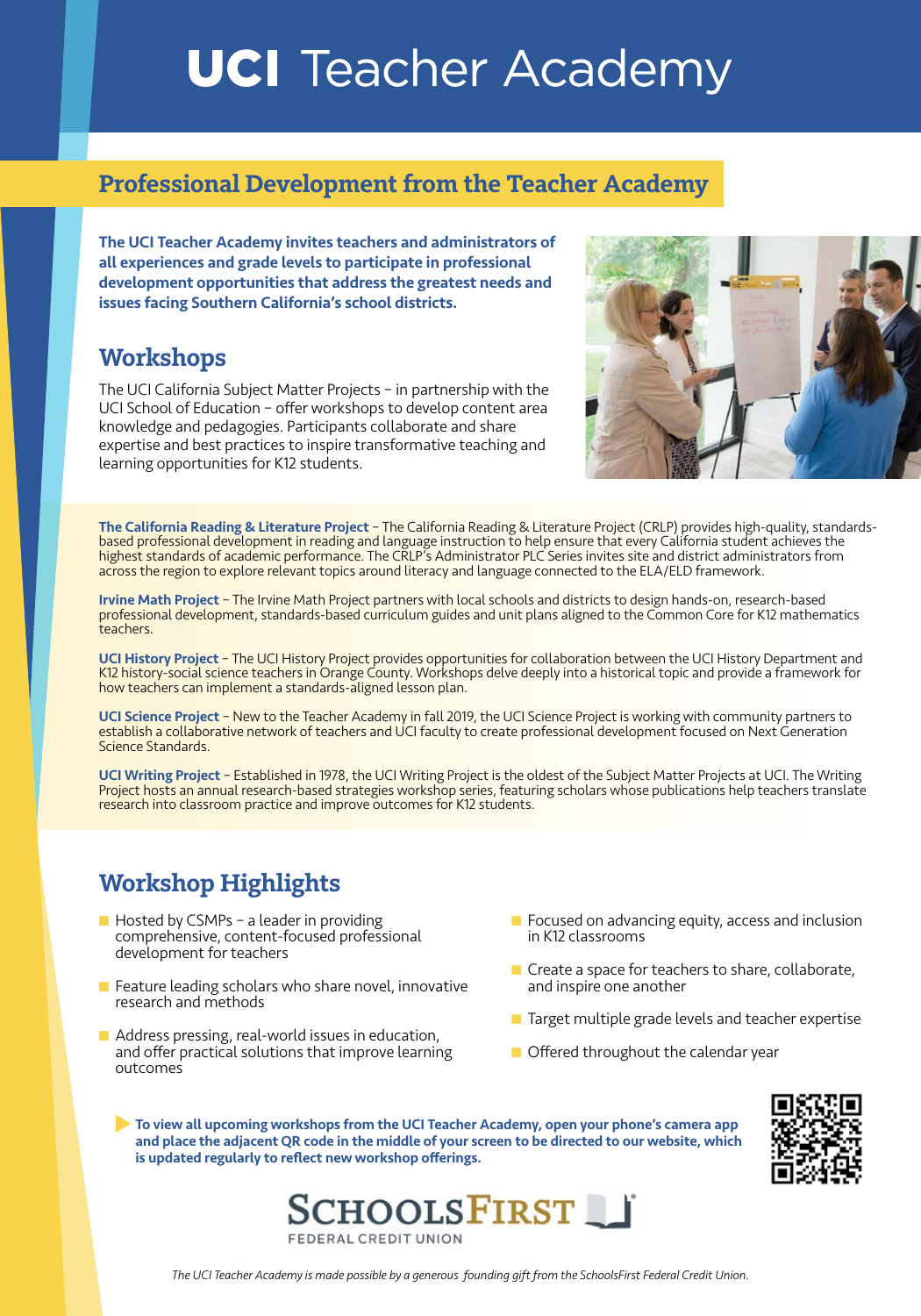# UCI Teacher Academy

## Professional Development from the Teacher Academy

**The UCI Teacher Academy invites teachers and administrators of all experiences and grade levels to participate in professional development opportunities that address the greatest needs and issues facing Southern California's school districts.**

## Workshops

The UCI California Subject Matter Projects – in partnership with the UCI School of Education – offer workshops to develop content area knowledge and pedagogies. Participants collaborate and share expertise and best practices to inspire transformative teaching and learning opportunities for K12 students.

**The California Reading & Literature Project** – The California Reading & Literature Project (CRLP) provides high-quality, standards-based professional development in reading and language instruction to help ensure that every California student achieves the highest standards of academic performance. The CRLP's Administrator PLC Series invites site and district administrators from across the region to explore relevant topics around literacy and language connected to the ELA/ELD framework.

**Irvine Math Project** – The Irvine Math Project partners with local schools and districts to design hands-on, research-based professional development, standards-based curriculum guides and unit plans aligned to the Common Core for K12 mathematics teachers.

**UCI History Project** – The UCI History Project provides opportunities for collaboration between the UCI History Department and K12 history-social science teachers in Orange County. Workshops delve deeply into a historical topic and provide a framework for how teachers can implement a standards-aligned lesson plan.

**UCI Science Project** – New to the Teacher Academy in fall 2019, the UCI Science Project is working with community partners to establish a collaborative network of teachers and UCI faculty to create professional development focused on Next Generation Science Standards.

**UCI Writing Project** – Established in 1978, the UCI Writing Project is the oldest of the Subject Matter Projects at UCI. The Writing Project hosts an annual research-based strategies workshop series, featuring scholars whose publications help teachers translate research into classroom practice and improve outcomes for K12 students.

## Workshop Highlights

- Hosted by CSMPs – a leader in providing comprehensive, content-focused professional development for teachers
- Feature leading scholars who share novel, innovative research and methods
- Address pressing, real-world issues in education, and offer practical solutions that improve learning outcomes
- Focused on advancing equity, access and inclusion in K12 classrooms
- Create a space for teachers to share, collaborate, and inspire one another
- Target multiple grade levels and teacher expertise
- Offered throughout the calendar year

**To view all upcoming workshops from the UCI Teacher Academy, open your phone's camera app and place the adjacent QR code in the middle of your screen to be directed to our website, which is updated regularly to reflect new workshop offerings.**

SchoolsFirst Federal Credit Union

*The UCI Teacher Academy is made possible by a generous founding gift from the SchoolsFirst Federal Credit Union.*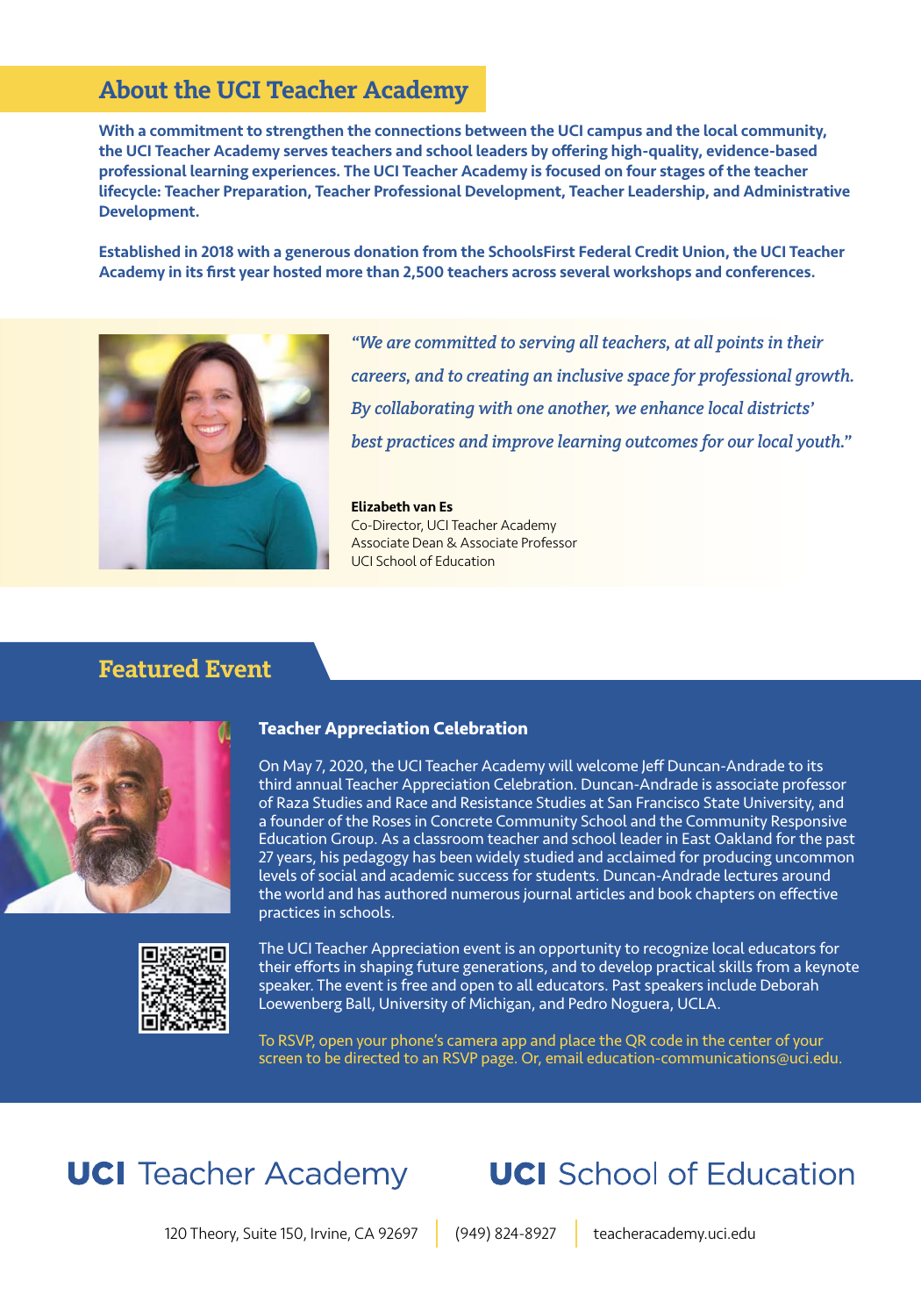## About the UCI Teacher Academy

**With a commitment to strengthen the connections between the UCI campus and the local community, the UCI Teacher Academy serves teachers and school leaders by offering high-quality, evidence-based professional learning experiences. The UCI Teacher Academy is focused on four stages of the teacher lifecycle: Teacher Preparation, Teacher Professional Development, Teacher Leadership, and Administrative Development.**

**Established in 2018 with a generous donation from the SchoolsFirst Federal Credit Union, the UCI Teacher Academy in its first year hosted more than 2,500 teachers across several workshops and conferences.**

*"We are committed to serving all teachers, at all points in their careers, and to creating an inclusive space for professional growth. By collaborating with one another, we enhance local districts' best practices and improve learning outcomes for our local youth."*

**Elizabeth van Es**
Co-Director, UCI Teacher Academy
Associate Dean & Associate Professor
UCI School of Education

## Featured Event

### Teacher Appreciation Celebration

On May 7, 2020, the UCI Teacher Academy will welcome Jeff Duncan-Andrade to its third annual Teacher Appreciation Celebration. Duncan-Andrade is associate professor of Raza Studies and Race and Resistance Studies at San Francisco State University, and a founder of the Roses in Concrete Community School and the Community Responsive Education Group. As a classroom teacher and school leader in East Oakland for the past 27 years, his pedagogy has been widely studied and acclaimed for producing uncommon levels of social and academic success for students. Duncan-Andrade lectures around the world and has authored numerous journal articles and book chapters on effective practices in schools.

The UCI Teacher Appreciation event is an opportunity to recognize local educators for their efforts in shaping future generations, and to develop practical skills from a keynote speaker. The event is free and open to all educators. Past speakers include Deborah Loewenberg Ball, University of Michigan, and Pedro Noguera, UCLA.

To RSVP, open your phone's camera app and place the QR code in the center of your screen to be directed to an RSVP page. Or, email education-communications@uci.edu.

**UCI** Teacher Academy | **UCI** School of Education

120 Theory, Suite 150, Irvine, CA 92697 | (949) 824-8927 | teacheracademy.uci.edu